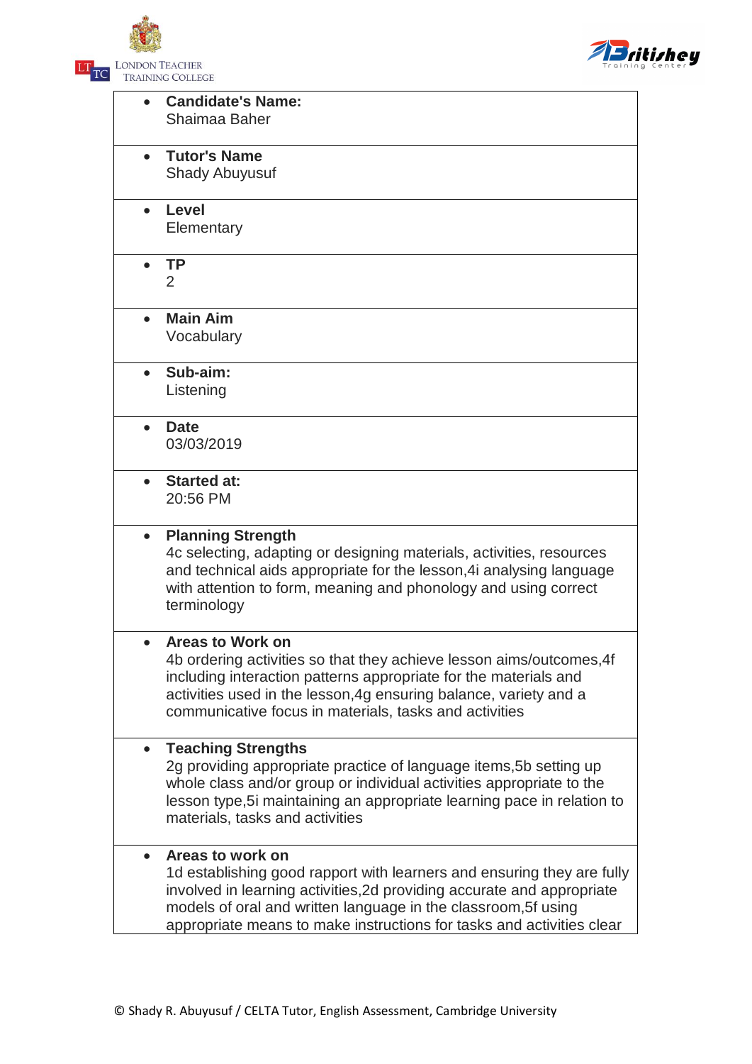London Teacher Training College

Britishey Training Center

- **Candidate's Name:**
  Shaimaa Baher

- **Tutor's Name**
  Shady Abuyusuf

- **Level**
  Elementary

- **TP**
  2

- **Main Aim**
  Vocabulary

- **Sub-aim:**
  Listening

- **Date**
  03/03/2019

- **Started at:**
  20:56 PM

- **Planning Strength**
  4c selecting, adapting or designing materials, activities, resources and technical aids appropriate for the lesson,4i analysing language with attention to form, meaning and phonology and using correct terminology

- **Areas to Work on**
  4b ordering activities so that they achieve lesson aims/outcomes,4f including interaction patterns appropriate for the materials and activities used in the lesson,4g ensuring balance, variety and a communicative focus in materials, tasks and activities

- **Teaching Strengths**
  2g providing appropriate practice of language items,5b setting up whole class and/or group or individual activities appropriate to the lesson type,5i maintaining an appropriate learning pace in relation to materials, tasks and activities

- **Areas to work on**
  1d establishing good rapport with learners and ensuring they are fully involved in learning activities,2d providing accurate and appropriate models of oral and written language in the classroom,5f using appropriate means to make instructions for tasks and activities clear

© Shady R. Abuyusuf / CELTA Tutor, English Assessment, Cambridge University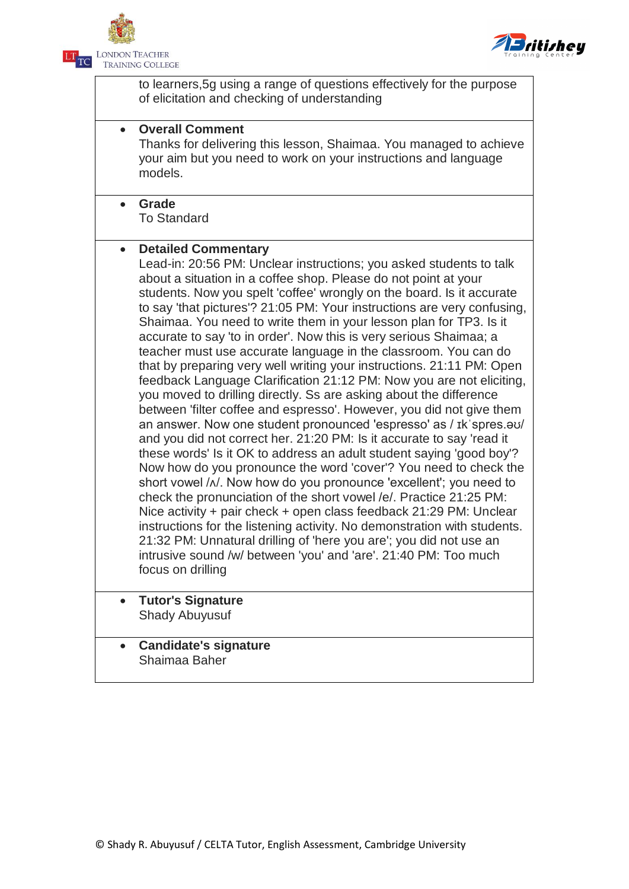to learners,5g using a range of questions effectively for the purpose of elicitation and checking of understanding

- **Overall Comment**
  Thanks for delivering this lesson, Shaimaa. You managed to achieve your aim but you need to work on your instructions and language models.

- **Grade**
  To Standard

- **Detailed Commentary**
  Lead-in: 20:56 PM: Unclear instructions; you asked students to talk about a situation in a coffee shop. Please do not point at your students. Now you spelt 'coffee' wrongly on the board. Is it accurate to say 'that pictures'? 21:05 PM: Your instructions are very confusing, Shaimaa. You need to write them in your lesson plan for TP3. Is it accurate to say 'to in order'. Now this is very serious Shaimaa; a teacher must use accurate language in the classroom. You can do that by preparing very well writing your instructions. 21:11 PM: Open feedback Language Clarification 21:12 PM: Now you are not eliciting, you moved to drilling directly. Ss are asking about the difference between 'filter coffee and espresso'. However, you did not give them an answer. Now one student pronounced 'espresso' as / ɪkˈspres.əʊ/ and you did not correct her. 21:20 PM: Is it accurate to say 'read it these words' Is it OK to address an adult student saying 'good boy'? Now how do you pronounce the word 'cover'? You need to check the short vowel /ʌ/. Now how do you pronounce 'excellent'; you need to check the pronunciation of the short vowel /e/. Practice 21:25 PM: Nice activity + pair check + open class feedback 21:29 PM: Unclear instructions for the listening activity. No demonstration with students. 21:32 PM: Unnatural drilling of 'here you are'; you did not use an intrusive sound /w/ between 'you' and 'are'. 21:40 PM: Too much focus on drilling

- **Tutor's Signature**
  Shady Abuyusuf

- **Candidate's signature**
  Shaimaa Baher